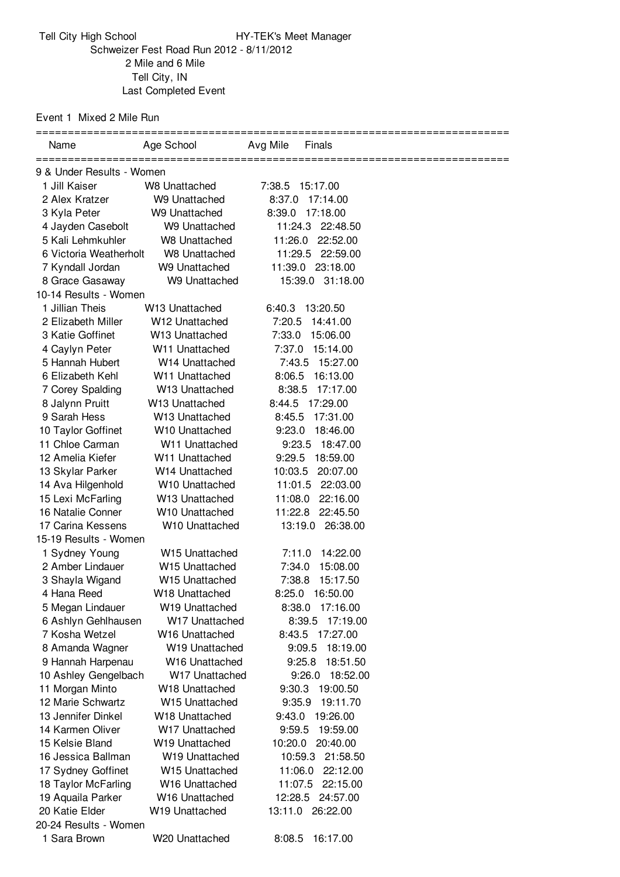Tell City High School HY-TEK's Meet Manager

Schweizer Fest Road Run 2012 - 8/11/2012

2 Mile and 6 Mile

Tell City, IN

Last Completed Event

Event 1 Mixed 2 Mile Run

| Name | Age School | Avg Mile | Finals |
|---|---|---|---|
| **9 & Under Results - Women** | | | |
| 1 Jill Kaiser | W8 Unattached | 7:38.5 | 15:17.00 |
| 2 Alex Kratzer | W9 Unattached | 8:37.0 | 17:14.00 |
| 3 Kyla Peter | W9 Unattached | 8:39.0 | 17:18.00 |
| 4 Jayden Casebolt | W9 Unattached | 11:24.3 | 22:48.50 |
| 5 Kali Lehmkuhler | W8 Unattached | 11:26.0 | 22:52.00 |
| 6 Victoria Weatherholt | W8 Unattached | 11:29.5 | 22:59.00 |
| 7 Kyndall Jordan | W9 Unattached | 11:39.0 | 23:18.00 |
| 8 Grace Gasaway | W9 Unattached | 15:39.0 | 31:18.00 |
| **10-14 Results - Women** | | | |
| 1 Jillian Theis | W13 Unattached | 6:40.3 | 13:20.50 |
| 2 Elizabeth Miller | W12 Unattached | 7:20.5 | 14:41.00 |
| 3 Katie Goffinet | W13 Unattached | 7:33.0 | 15:06.00 |
| 4 Caylyn Peter | W11 Unattached | 7:37.0 | 15:14.00 |
| 5 Hannah Hubert | W14 Unattached | 7:43.5 | 15:27.00 |
| 6 Elizabeth Kehl | W11 Unattached | 8:06.5 | 16:13.00 |
| 7 Corey Spalding | W13 Unattached | 8:38.5 | 17:17.00 |
| 8 Jalynn Pruitt | W13 Unattached | 8:44.5 | 17:29.00 |
| 9 Sarah Hess | W13 Unattached | 8:45.5 | 17:31.00 |
| 10 Taylor Goffinet | W10 Unattached | 9:23.0 | 18:46.00 |
| 11 Chloe Carman | W11 Unattached | 9:23.5 | 18:47.00 |
| 12 Amelia Kiefer | W11 Unattached | 9:29.5 | 18:59.00 |
| 13 Skylar Parker | W14 Unattached | 10:03.5 | 20:07.00 |
| 14 Ava Hilgenhold | W10 Unattached | 11:01.5 | 22:03.00 |
| 15 Lexi McFarling | W13 Unattached | 11:08.0 | 22:16.00 |
| 16 Natalie Conner | W10 Unattached | 11:22.8 | 22:45.50 |
| 17 Carina Kessens | W10 Unattached | 13:19.0 | 26:38.00 |
| **15-19 Results - Women** | | | |
| 1 Sydney Young | W15 Unattached | 7:11.0 | 14:22.00 |
| 2 Amber Lindauer | W15 Unattached | 7:34.0 | 15:08.00 |
| 3 Shayla Wigand | W15 Unattached | 7:38.8 | 15:17.50 |
| 4 Hana Reed | W18 Unattached | 8:25.0 | 16:50.00 |
| 5 Megan Lindauer | W19 Unattached | 8:38.0 | 17:16.00 |
| 6 Ashlyn Gehlhausen | W17 Unattached | 8:39.5 | 17:19.00 |
| 7 Kosha Wetzel | W16 Unattached | 8:43.5 | 17:27.00 |
| 8 Amanda Wagner | W19 Unattached | 9:09.5 | 18:19.00 |
| 9 Hannah Harpenau | W16 Unattached | 9:25.8 | 18:51.50 |
| 10 Ashley Gengelbach | W17 Unattached | 9:26.0 | 18:52.00 |
| 11 Morgan Minto | W18 Unattached | 9:30.3 | 19:00.50 |
| 12 Marie Schwartz | W15 Unattached | 9:35.9 | 19:11.70 |
| 13 Jennifer Dinkel | W18 Unattached | 9:43.0 | 19:26.00 |
| 14 Karmen Oliver | W17 Unattached | 9:59.5 | 19:59.00 |
| 15 Kelsie Bland | W19 Unattached | 10:20.0 | 20:40.00 |
| 16 Jessica Ballman | W19 Unattached | 10:59.3 | 21:58.50 |
| 17 Sydney Goffinet | W15 Unattached | 11:06.0 | 22:12.00 |
| 18 Taylor McFarling | W16 Unattached | 11:07.5 | 22:15.00 |
| 19 Aquaila Parker | W16 Unattached | 12:28.5 | 24:57.00 |
| 20 Katie Elder | W19 Unattached | 13:11.0 | 26:22.00 |
| **20-24 Results - Women** | | | |
| 1 Sara Brown | W20 Unattached | 8:08.5 | 16:17.00 |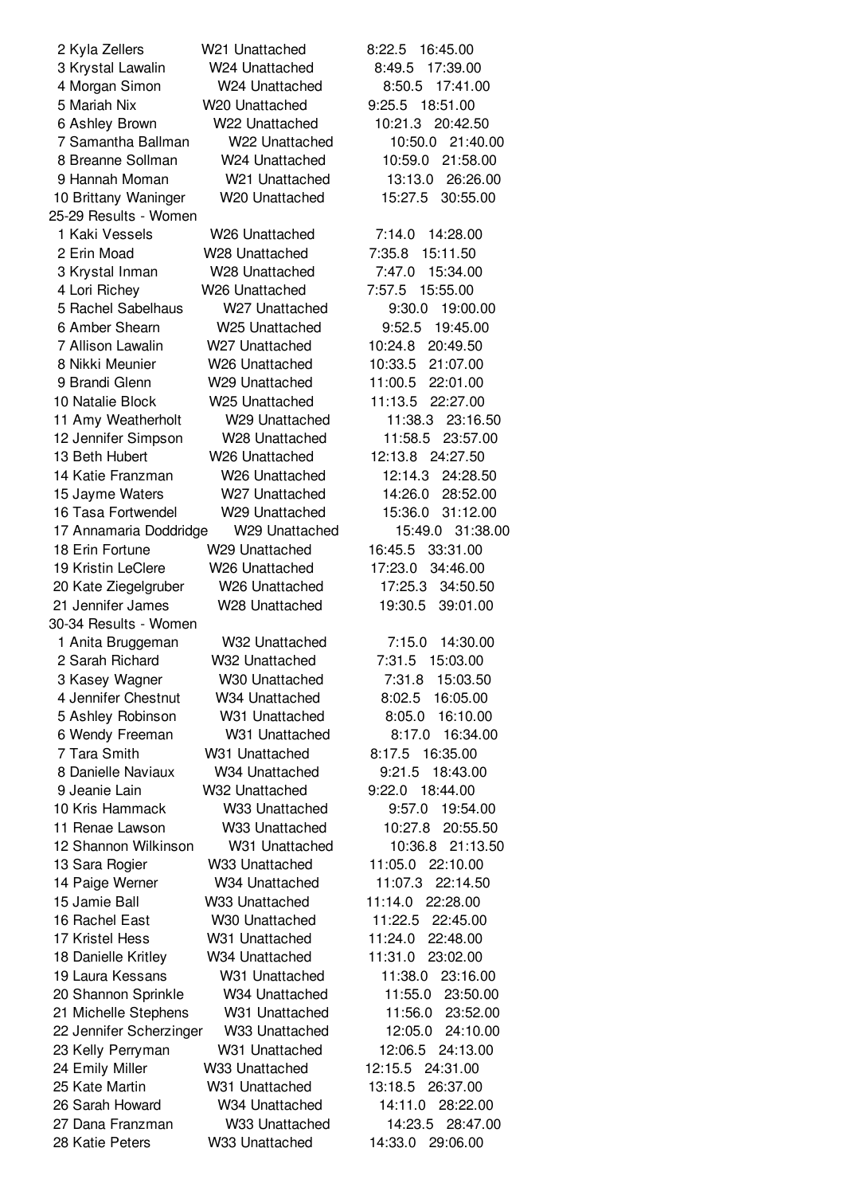| Place | Name | Age/Team | Time | Time 2 |
|---|---|---|---|---|
| 2 | Kyla Zellers | W21 Unattached | 8:22.5 | 16:45.00 |
| 3 | Krystal Lawalin | W24 Unattached | 8:49.5 | 17:39.00 |
| 4 | Morgan Simon | W24 Unattached | 8:50.5 | 17:41.00 |
| 5 | Mariah Nix | W20 Unattached | 9:25.5 | 18:51.00 |
| 6 | Ashley Brown | W22 Unattached | 10:21.3 | 20:42.50 |
| 7 | Samantha Ballman | W22 Unattached | 10:50.0 | 21:40.00 |
| 8 | Breanne Sollman | W24 Unattached | 10:59.0 | 21:58.00 |
| 9 | Hannah Moman | W21 Unattached | 13:13.0 | 26:26.00 |
| 10 | Brittany Waninger | W20 Unattached | 15:27.5 | 30:55.00 |

25-29 Results - Women

| Place | Name | Age/Team | Time | Time 2 |
|---|---|---|---|---|
| 1 | Kaki Vessels | W26 Unattached | 7:14.0 | 14:28.00 |
| 2 | Erin Moad | W28 Unattached | 7:35.8 | 15:11.50 |
| 3 | Krystal Inman | W28 Unattached | 7:47.0 | 15:34.00 |
| 4 | Lori Richey | W26 Unattached | 7:57.5 | 15:55.00 |
| 5 | Rachel Sabelhaus | W27 Unattached | 9:30.0 | 19:00.00 |
| 6 | Amber Shearn | W25 Unattached | 9:52.5 | 19:45.00 |
| 7 | Allison Lawalin | W27 Unattached | 10:24.8 | 20:49.50 |
| 8 | Nikki Meunier | W26 Unattached | 10:33.5 | 21:07.00 |
| 9 | Brandi Glenn | W29 Unattached | 11:00.5 | 22:01.00 |
| 10 | Natalie Block | W25 Unattached | 11:13.5 | 22:27.00 |
| 11 | Amy Weatherholt | W29 Unattached | 11:38.3 | 23:16.50 |
| 12 | Jennifer Simpson | W28 Unattached | 11:58.5 | 23:57.00 |
| 13 | Beth Hubert | W26 Unattached | 12:13.8 | 24:27.50 |
| 14 | Katie Franzman | W26 Unattached | 12:14.3 | 24:28.50 |
| 15 | Jayme Waters | W27 Unattached | 14:26.0 | 28:52.00 |
| 16 | Tasa Fortwendel | W29 Unattached | 15:36.0 | 31:12.00 |
| 17 | Annamaria Doddridge | W29 Unattached | 15:49.0 | 31:38.00 |
| 18 | Erin Fortune | W29 Unattached | 16:45.5 | 33:31.00 |
| 19 | Kristin LeClere | W26 Unattached | 17:23.0 | 34:46.00 |
| 20 | Kate Ziegelgruber | W26 Unattached | 17:25.3 | 34:50.50 |
| 21 | Jennifer James | W28 Unattached | 19:30.5 | 39:01.00 |

30-34 Results - Women

| Place | Name | Age/Team | Time | Time 2 |
|---|---|---|---|---|
| 1 | Anita Bruggeman | W32 Unattached | 7:15.0 | 14:30.00 |
| 2 | Sarah Richard | W32 Unattached | 7:31.5 | 15:03.00 |
| 3 | Kasey Wagner | W30 Unattached | 7:31.8 | 15:03.50 |
| 4 | Jennifer Chestnut | W34 Unattached | 8:02.5 | 16:05.00 |
| 5 | Ashley Robinson | W31 Unattached | 8:05.0 | 16:10.00 |
| 6 | Wendy Freeman | W31 Unattached | 8:17.0 | 16:34.00 |
| 7 | Tara Smith | W31 Unattached | 8:17.5 | 16:35.00 |
| 8 | Danielle Naviaux | W34 Unattached | 9:21.5 | 18:43.00 |
| 9 | Jeanie Lain | W32 Unattached | 9:22.0 | 18:44.00 |
| 10 | Kris Hammack | W33 Unattached | 9:57.0 | 19:54.00 |
| 11 | Renae Lawson | W33 Unattached | 10:27.8 | 20:55.50 |
| 12 | Shannon Wilkinson | W31 Unattached | 10:36.8 | 21:13.50 |
| 13 | Sara Rogier | W33 Unattached | 11:05.0 | 22:10.00 |
| 14 | Paige Werner | W34 Unattached | 11:07.3 | 22:14.50 |
| 15 | Jamie Ball | W33 Unattached | 11:14.0 | 22:28.00 |
| 16 | Rachel East | W30 Unattached | 11:22.5 | 22:45.00 |
| 17 | Kristel Hess | W31 Unattached | 11:24.0 | 22:48.00 |
| 18 | Danielle Kritley | W34 Unattached | 11:31.0 | 23:02.00 |
| 19 | Laura Kessans | W31 Unattached | 11:38.0 | 23:16.00 |
| 20 | Shannon Sprinkle | W34 Unattached | 11:55.0 | 23:50.00 |
| 21 | Michelle Stephens | W31 Unattached | 11:56.0 | 23:52.00 |
| 22 | Jennifer Scherzinger | W33 Unattached | 12:05.0 | 24:10.00 |
| 23 | Kelly Perryman | W31 Unattached | 12:06.5 | 24:13.00 |
| 24 | Emily Miller | W33 Unattached | 12:15.5 | 24:31.00 |
| 25 | Kate Martin | W31 Unattached | 13:18.5 | 26:37.00 |
| 26 | Sarah Howard | W34 Unattached | 14:11.0 | 28:22.00 |
| 27 | Dana Franzman | W33 Unattached | 14:23.5 | 28:47.00 |
| 28 | Katie Peters | W33 Unattached | 14:33.0 | 29:06.00 |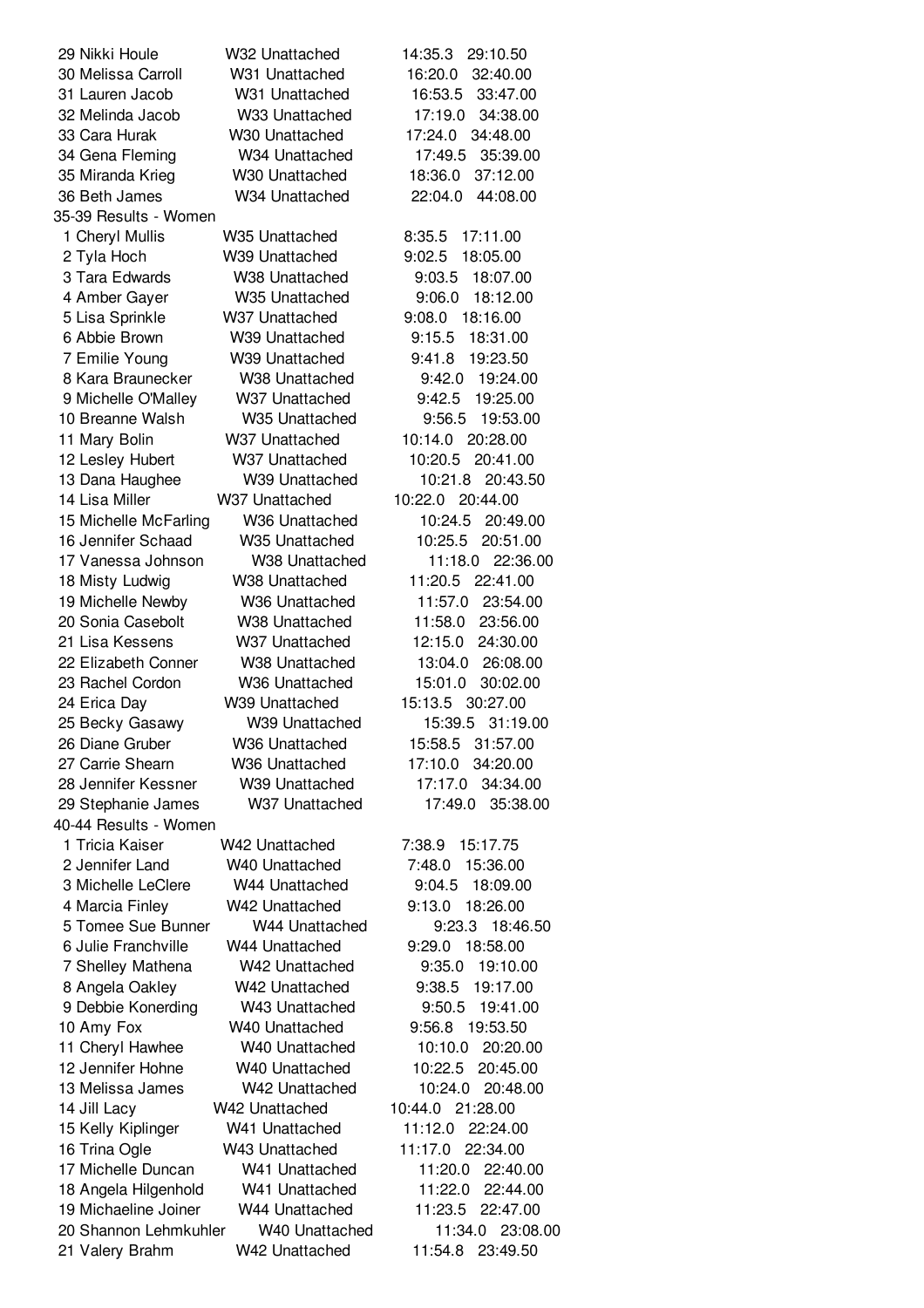| Place | Name | Division | Time 1 | Time 2 |
|---|---|---|---|---|
| 29 | Nikki Houle | W32 Unattached | 14:35.3 | 29:10.50 |
| 30 | Melissa Carroll | W31 Unattached | 16:20.0 | 32:40.00 |
| 31 | Lauren Jacob | W31 Unattached | 16:53.5 | 33:47.00 |
| 32 | Melinda Jacob | W33 Unattached | 17:19.0 | 34:38.00 |
| 33 | Cara Hurak | W30 Unattached | 17:24.0 | 34:48.00 |
| 34 | Gena Fleming | W34 Unattached | 17:49.5 | 35:39.00 |
| 35 | Miranda Krieg | W30 Unattached | 18:36.0 | 37:12.00 |
| 36 | Beth James | W34 Unattached | 22:04.0 | 44:08.00 |

35-39 Results - Women

| Place | Name | Division | Time 1 | Time 2 |
|---|---|---|---|---|
| 1 | Cheryl Mullis | W35 Unattached | 8:35.5 | 17:11.00 |
| 2 | Tyla Hoch | W39 Unattached | 9:02.5 | 18:05.00 |
| 3 | Tara Edwards | W38 Unattached | 9:03.5 | 18:07.00 |
| 4 | Amber Gayer | W35 Unattached | 9:06.0 | 18:12.00 |
| 5 | Lisa Sprinkle | W37 Unattached | 9:08.0 | 18:16.00 |
| 6 | Abbie Brown | W39 Unattached | 9:15.5 | 18:31.00 |
| 7 | Emilie Young | W39 Unattached | 9:41.8 | 19:23.50 |
| 8 | Kara Braunecker | W38 Unattached | 9:42.0 | 19:24.00 |
| 9 | Michelle O'Malley | W37 Unattached | 9:42.5 | 19:25.00 |
| 10 | Breanne Walsh | W35 Unattached | 9:56.5 | 19:53.00 |
| 11 | Mary Bolin | W37 Unattached | 10:14.0 | 20:28.00 |
| 12 | Lesley Hubert | W37 Unattached | 10:20.5 | 20:41.00 |
| 13 | Dana Haughee | W39 Unattached | 10:21.8 | 20:43.50 |
| 14 | Lisa Miller | W37 Unattached | 10:22.0 | 20:44.00 |
| 15 | Michelle McFarling | W36 Unattached | 10:24.5 | 20:49.00 |
| 16 | Jennifer Schaad | W35 Unattached | 10:25.5 | 20:51.00 |
| 17 | Vanessa Johnson | W38 Unattached | 11:18.0 | 22:36.00 |
| 18 | Misty Ludwig | W38 Unattached | 11:20.5 | 22:41.00 |
| 19 | Michelle Newby | W36 Unattached | 11:57.0 | 23:54.00 |
| 20 | Sonia Casebolt | W38 Unattached | 11:58.0 | 23:56.00 |
| 21 | Lisa Kessens | W37 Unattached | 12:15.0 | 24:30.00 |
| 22 | Elizabeth Conner | W38 Unattached | 13:04.0 | 26:08.00 |
| 23 | Rachel Cordon | W36 Unattached | 15:01.0 | 30:02.00 |
| 24 | Erica Day | W39 Unattached | 15:13.5 | 30:27.00 |
| 25 | Becky Gasawy | W39 Unattached | 15:39.5 | 31:19.00 |
| 26 | Diane Gruber | W36 Unattached | 15:58.5 | 31:57.00 |
| 27 | Carrie Shearn | W36 Unattached | 17:10.0 | 34:20.00 |
| 28 | Jennifer Kessner | W39 Unattached | 17:17.0 | 34:34.00 |
| 29 | Stephanie James | W37 Unattached | 17:49.0 | 35:38.00 |

40-44 Results - Women

| Place | Name | Division | Time 1 | Time 2 |
|---|---|---|---|---|
| 1 | Tricia Kaiser | W42 Unattached | 7:38.9 | 15:17.75 |
| 2 | Jennifer Land | W40 Unattached | 7:48.0 | 15:36.00 |
| 3 | Michelle LeClere | W44 Unattached | 9:04.5 | 18:09.00 |
| 4 | Marcia Finley | W42 Unattached | 9:13.0 | 18:26.00 |
| 5 | Tomee Sue Bunner | W44 Unattached | 9:23.3 | 18:46.50 |
| 6 | Julie Franchville | W44 Unattached | 9:29.0 | 18:58.00 |
| 7 | Shelley Mathena | W42 Unattached | 9:35.0 | 19:10.00 |
| 8 | Angela Oakley | W42 Unattached | 9:38.5 | 19:17.00 |
| 9 | Debbie Konerding | W43 Unattached | 9:50.5 | 19:41.00 |
| 10 | Amy Fox | W40 Unattached | 9:56.8 | 19:53.50 |
| 11 | Cheryl Hawhee | W40 Unattached | 10:10.0 | 20:20.00 |
| 12 | Jennifer Hohne | W40 Unattached | 10:22.5 | 20:45.00 |
| 13 | Melissa James | W42 Unattached | 10:24.0 | 20:48.00 |
| 14 | Jill Lacy | W42 Unattached | 10:44.0 | 21:28.00 |
| 15 | Kelly Kiplinger | W41 Unattached | 11:12.0 | 22:24.00 |
| 16 | Trina Ogle | W43 Unattached | 11:17.0 | 22:34.00 |
| 17 | Michelle Duncan | W41 Unattached | 11:20.0 | 22:40.00 |
| 18 | Angela Hilgenhold | W41 Unattached | 11:22.0 | 22:44.00 |
| 19 | Michaeline Joiner | W44 Unattached | 11:23.5 | 22:47.00 |
| 20 | Shannon Lehmkuhler | W40 Unattached | 11:34.0 | 23:08.00 |
| 21 | Valery Brahm | W42 Unattached | 11:54.8 | 23:49.50 |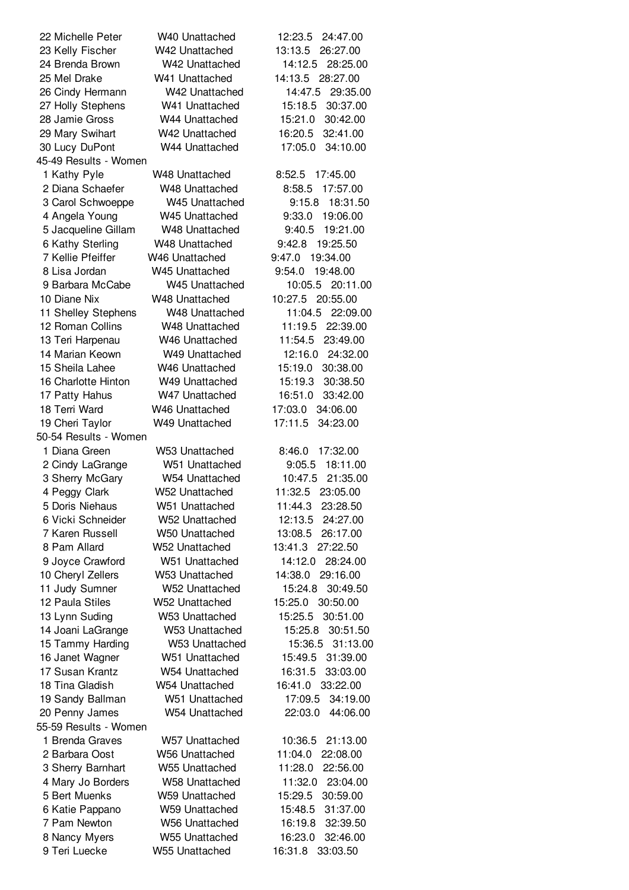| Place | Name | Age/Club | Time | Time |
|---|---|---|---|---|
| 22 | Michelle Peter | W40 Unattached | 12:23.5 | 24:47.00 |
| 23 | Kelly Fischer | W42 Unattached | 13:13.5 | 26:27.00 |
| 24 | Brenda Brown | W42 Unattached | 14:12.5 | 28:25.00 |
| 25 | Mel Drake | W41 Unattached | 14:13.5 | 28:27.00 |
| 26 | Cindy Hermann | W42 Unattached | 14:47.5 | 29:35.00 |
| 27 | Holly Stephens | W41 Unattached | 15:18.5 | 30:37.00 |
| 28 | Jamie Gross | W44 Unattached | 15:21.0 | 30:42.00 |
| 29 | Mary Swihart | W42 Unattached | 16:20.5 | 32:41.00 |
| 30 | Lucy DuPont | W44 Unattached | 17:05.0 | 34:10.00 |

45-49 Results - Women

| Place | Name | Age/Club | Time | Time |
|---|---|---|---|---|
| 1 | Kathy Pyle | W48 Unattached | 8:52.5 | 17:45.00 |
| 2 | Diana Schaefer | W48 Unattached | 8:58.5 | 17:57.00 |
| 3 | Carol Schwoeppe | W45 Unattached | 9:15.8 | 18:31.50 |
| 4 | Angela Young | W45 Unattached | 9:33.0 | 19:06.00 |
| 5 | Jacqueline Gillam | W48 Unattached | 9:40.5 | 19:21.00 |
| 6 | Kathy Sterling | W48 Unattached | 9:42.8 | 19:25.50 |
| 7 | Kellie Pfeiffer | W46 Unattached | 9:47.0 | 19:34.00 |
| 8 | Lisa Jordan | W45 Unattached | 9:54.0 | 19:48.00 |
| 9 | Barbara McCabe | W45 Unattached | 10:05.5 | 20:11.00 |
| 10 | Diane Nix | W48 Unattached | 10:27.5 | 20:55.00 |
| 11 | Shelley Stephens | W48 Unattached | 11:04.5 | 22:09.00 |
| 12 | Roman Collins | W48 Unattached | 11:19.5 | 22:39.00 |
| 13 | Teri Harpenau | W46 Unattached | 11:54.5 | 23:49.00 |
| 14 | Marian Keown | W49 Unattached | 12:16.0 | 24:32.00 |
| 15 | Sheila Lahee | W46 Unattached | 15:19.0 | 30:38.00 |
| 16 | Charlotte Hinton | W49 Unattached | 15:19.3 | 30:38.50 |
| 17 | Patty Hahus | W47 Unattached | 16:51.0 | 33:42.00 |
| 18 | Terri Ward | W46 Unattached | 17:03.0 | 34:06.00 |
| 19 | Cheri Taylor | W49 Unattached | 17:11.5 | 34:23.00 |

50-54 Results - Women

| Place | Name | Age/Club | Time | Time |
|---|---|---|---|---|
| 1 | Diana Green | W53 Unattached | 8:46.0 | 17:32.00 |
| 2 | Cindy LaGrange | W51 Unattached | 9:05.5 | 18:11.00 |
| 3 | Sherry McGary | W54 Unattached | 10:47.5 | 21:35.00 |
| 4 | Peggy Clark | W52 Unattached | 11:32.5 | 23:05.00 |
| 5 | Doris Niehaus | W51 Unattached | 11:44.3 | 23:28.50 |
| 6 | Vicki Schneider | W52 Unattached | 12:13.5 | 24:27.00 |
| 7 | Karen Russell | W50 Unattached | 13:08.5 | 26:17.00 |
| 8 | Pam Allard | W52 Unattached | 13:41.3 | 27:22.50 |
| 9 | Joyce Crawford | W51 Unattached | 14:12.0 | 28:24.00 |
| 10 | Cheryl Zellers | W53 Unattached | 14:38.0 | 29:16.00 |
| 11 | Judy Sumner | W52 Unattached | 15:24.8 | 30:49.50 |
| 12 | Paula Stiles | W52 Unattached | 15:25.0 | 30:50.00 |
| 13 | Lynn Suding | W53 Unattached | 15:25.5 | 30:51.00 |
| 14 | Joani LaGrange | W53 Unattached | 15:25.8 | 30:51.50 |
| 15 | Tammy Harding | W53 Unattached | 15:36.5 | 31:13.00 |
| 16 | Janet Wagner | W51 Unattached | 15:49.5 | 31:39.00 |
| 17 | Susan Krantz | W54 Unattached | 16:31.5 | 33:03.00 |
| 18 | Tina Gladish | W54 Unattached | 16:41.0 | 33:22.00 |
| 19 | Sandy Ballman | W51 Unattached | 17:09.5 | 34:19.00 |
| 20 | Penny James | W54 Unattached | 22:03.0 | 44:06.00 |

55-59 Results - Women

| Place | Name | Age/Club | Time | Time |
|---|---|---|---|---|
| 1 | Brenda Graves | W57 Unattached | 10:36.5 | 21:13.00 |
| 2 | Barbara Oost | W56 Unattached | 11:04.0 | 22:08.00 |
| 3 | Sherry Barnhart | W55 Unattached | 11:28.0 | 22:56.00 |
| 4 | Mary Jo Borders | W58 Unattached | 11:32.0 | 23:04.00 |
| 5 | Bert Muenks | W59 Unattached | 15:29.5 | 30:59.00 |
| 6 | Katie Pappano | W59 Unattached | 15:48.5 | 31:37.00 |
| 7 | Pam Newton | W56 Unattached | 16:19.8 | 32:39.50 |
| 8 | Nancy Myers | W55 Unattached | 16:23.0 | 32:46.00 |
| 9 | Teri Luecke | W55 Unattached | 16:31.8 | 33:03.50 |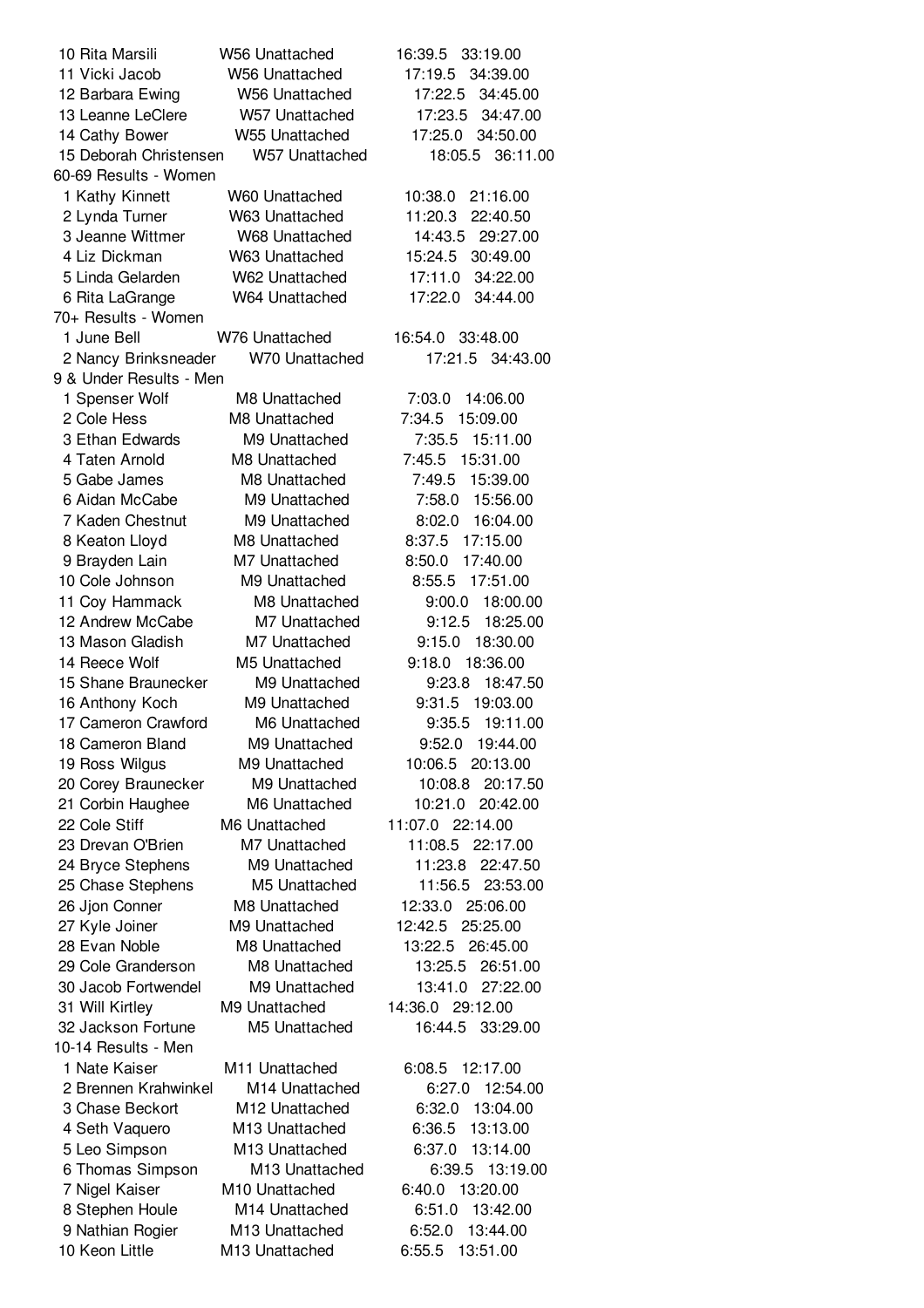| Place | Name | Division | Team | Pace | Time |
|---|---|---|---|---|---|
| 10 | Rita Marsili | W56 | Unattached | 16:39.5 | 33:19.00 |
| 11 | Vicki Jacob | W56 | Unattached | 17:19.5 | 34:39.00 |
| 12 | Barbara Ewing | W56 | Unattached | 17:22.5 | 34:45.00 |
| 13 | Leanne LeClere | W57 | Unattached | 17:23.5 | 34:47.00 |
| 14 | Cathy Bower | W55 | Unattached | 17:25.0 | 34:50.00 |
| 15 | Deborah Christensen | W57 | Unattached | 18:05.5 | 36:11.00 |

60-69 Results - Women

| Place | Name | Division | Team | Pace | Time |
|---|---|---|---|---|---|
| 1 | Kathy Kinnett | W60 | Unattached | 10:38.0 | 21:16.00 |
| 2 | Lynda Turner | W63 | Unattached | 11:20.3 | 22:40.50 |
| 3 | Jeanne Wittmer | W68 | Unattached | 14:43.5 | 29:27.00 |
| 4 | Liz Dickman | W63 | Unattached | 15:24.5 | 30:49.00 |
| 5 | Linda Gelarden | W62 | Unattached | 17:11.0 | 34:22.00 |
| 6 | Rita LaGrange | W64 | Unattached | 17:22.0 | 34:44.00 |

70+ Results - Women

| Place | Name | Division | Team | Pace | Time |
|---|---|---|---|---|---|
| 1 | June Bell | W76 | Unattached | 16:54.0 | 33:48.00 |
| 2 | Nancy Brinksneader | W70 | Unattached | 17:21.5 | 34:43.00 |

9 & Under Results - Men

| Place | Name | Division | Team | Pace | Time |
|---|---|---|---|---|---|
| 1 | Spenser Wolf | M8 | Unattached | 7:03.0 | 14:06.00 |
| 2 | Cole Hess | M8 | Unattached | 7:34.5 | 15:09.00 |
| 3 | Ethan Edwards | M9 | Unattached | 7:35.5 | 15:11.00 |
| 4 | Taten Arnold | M8 | Unattached | 7:45.5 | 15:31.00 |
| 5 | Gabe James | M8 | Unattached | 7:49.5 | 15:39.00 |
| 6 | Aidan McCabe | M9 | Unattached | 7:58.0 | 15:56.00 |
| 7 | Kaden Chestnut | M9 | Unattached | 8:02.0 | 16:04.00 |
| 8 | Keaton Lloyd | M8 | Unattached | 8:37.5 | 17:15.00 |
| 9 | Brayden Lain | M7 | Unattached | 8:50.0 | 17:40.00 |
| 10 | Cole Johnson | M9 | Unattached | 8:55.5 | 17:51.00 |
| 11 | Coy Hammack | M8 | Unattached | 9:00.0 | 18:00.00 |
| 12 | Andrew McCabe | M7 | Unattached | 9:12.5 | 18:25.00 |
| 13 | Mason Gladish | M7 | Unattached | 9:15.0 | 18:30.00 |
| 14 | Reece Wolf | M5 | Unattached | 9:18.0 | 18:36.00 |
| 15 | Shane Braunecker | M9 | Unattached | 9:23.8 | 18:47.50 |
| 16 | Anthony Koch | M9 | Unattached | 9:31.5 | 19:03.00 |
| 17 | Cameron Crawford | M6 | Unattached | 9:35.5 | 19:11.00 |
| 18 | Cameron Bland | M9 | Unattached | 9:52.0 | 19:44.00 |
| 19 | Ross Wilgus | M9 | Unattached | 10:06.5 | 20:13.00 |
| 20 | Corey Braunecker | M9 | Unattached | 10:08.8 | 20:17.50 |
| 21 | Corbin Haughee | M6 | Unattached | 10:21.0 | 20:42.00 |
| 22 | Cole Stiff | M6 | Unattached | 11:07.0 | 22:14.00 |
| 23 | Drevan O'Brien | M7 | Unattached | 11:08.5 | 22:17.00 |
| 24 | Bryce Stephens | M9 | Unattached | 11:23.8 | 22:47.50 |
| 25 | Chase Stephens | M5 | Unattached | 11:56.5 | 23:53.00 |
| 26 | Jjon Conner | M8 | Unattached | 12:33.0 | 25:06.00 |
| 27 | Kyle Joiner | M9 | Unattached | 12:42.5 | 25:25.00 |
| 28 | Evan Noble | M8 | Unattached | 13:22.5 | 26:45.00 |
| 29 | Cole Granderson | M8 | Unattached | 13:25.5 | 26:51.00 |
| 30 | Jacob Fortwendel | M9 | Unattached | 13:41.0 | 27:22.00 |
| 31 | Will Kirtley | M9 | Unattached | 14:36.0 | 29:12.00 |
| 32 | Jackson Fortune | M5 | Unattached | 16:44.5 | 33:29.00 |

10-14 Results - Men

| Place | Name | Division | Team | Pace | Time |
|---|---|---|---|---|---|
| 1 | Nate Kaiser | M11 | Unattached | 6:08.5 | 12:17.00 |
| 2 | Brennen Krahwinkel | M14 | Unattached | 6:27.0 | 12:54.00 |
| 3 | Chase Beckort | M12 | Unattached | 6:32.0 | 13:04.00 |
| 4 | Seth Vaquero | M13 | Unattached | 6:36.5 | 13:13.00 |
| 5 | Leo Simpson | M13 | Unattached | 6:37.0 | 13:14.00 |
| 6 | Thomas Simpson | M13 | Unattached | 6:39.5 | 13:19.00 |
| 7 | Nigel Kaiser | M10 | Unattached | 6:40.0 | 13:20.00 |
| 8 | Stephen Houle | M14 | Unattached | 6:51.0 | 13:42.00 |
| 9 | Nathian Rogier | M13 | Unattached | 6:52.0 | 13:44.00 |
| 10 | Keon Little | M13 | Unattached | 6:55.5 | 13:51.00 |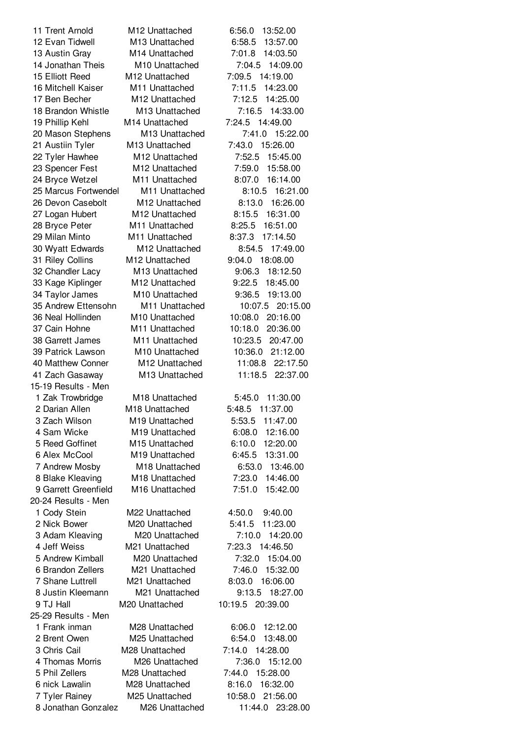| Place | Name | Age/Sex | Team | Pace | Time |
|---|---|---|---|---|---|
| 11 | Trent Arnold | M12 | Unattached | 6:56.0 | 13:52.00 |
| 12 | Evan Tidwell | M13 | Unattached | 6:58.5 | 13:57.00 |
| 13 | Austin Gray | M14 | Unattached | 7:01.8 | 14:03.50 |
| 14 | Jonathan Theis | M10 | Unattached | 7:04.5 | 14:09.00 |
| 15 | Elliott Reed | M12 | Unattached | 7:09.5 | 14:19.00 |
| 16 | Mitchell Kaiser | M11 | Unattached | 7:11.5 | 14:23.00 |
| 17 | Ben Becher | M12 | Unattached | 7:12.5 | 14:25.00 |
| 18 | Brandon Whistle | M13 | Unattached | 7:16.5 | 14:33.00 |
| 19 | Phillip Kehl | M14 | Unattached | 7:24.5 | 14:49.00 |
| 20 | Mason Stephens | M13 | Unattached | 7:41.0 | 15:22.00 |
| 21 | Austiin Tyler | M13 | Unattached | 7:43.0 | 15:26.00 |
| 22 | Tyler Hawhee | M12 | Unattached | 7:52.5 | 15:45.00 |
| 23 | Spencer Fest | M12 | Unattached | 7:59.0 | 15:58.00 |
| 24 | Bryce Wetzel | M11 | Unattached | 8:07.0 | 16:14.00 |
| 25 | Marcus Fortwendel | M11 | Unattached | 8:10.5 | 16:21.00 |
| 26 | Devon Casebolt | M12 | Unattached | 8:13.0 | 16:26.00 |
| 27 | Logan Hubert | M12 | Unattached | 8:15.5 | 16:31.00 |
| 28 | Bryce Peter | M11 | Unattached | 8:25.5 | 16:51.00 |
| 29 | Milan Minto | M11 | Unattached | 8:37.3 | 17:14.50 |
| 30 | Wyatt Edwards | M12 | Unattached | 8:54.5 | 17:49.00 |
| 31 | Riley Collins | M12 | Unattached | 9:04.0 | 18:08.00 |
| 32 | Chandler Lacy | M13 | Unattached | 9:06.3 | 18:12.50 |
| 33 | Kage Kiplinger | M12 | Unattached | 9:22.5 | 18:45.00 |
| 34 | Taylor James | M10 | Unattached | 9:36.5 | 19:13.00 |
| 35 | Andrew Ettensohn | M11 | Unattached | 10:07.5 | 20:15.00 |
| 36 | Neal Hollinden | M10 | Unattached | 10:08.0 | 20:16.00 |
| 37 | Cain Hohne | M11 | Unattached | 10:18.0 | 20:36.00 |
| 38 | Garrett James | M11 | Unattached | 10:23.5 | 20:47.00 |
| 39 | Patrick Lawson | M10 | Unattached | 10:36.0 | 21:12.00 |
| 40 | Matthew Conner | M12 | Unattached | 11:08.8 | 22:17.50 |
| 41 | Zach Gasaway | M13 | Unattached | 11:18.5 | 22:37.00 |

15-19 Results - Men

| Place | Name | Age/Sex | Team | Pace | Time |
|---|---|---|---|---|---|
| 1 | Zak Trowbridge | M18 | Unattached | 5:45.0 | 11:30.00 |
| 2 | Darian Allen | M18 | Unattached | 5:48.5 | 11:37.00 |
| 3 | Zach Wilson | M19 | Unattached | 5:53.5 | 11:47.00 |
| 4 | Sam Wicke | M19 | Unattached | 6:08.0 | 12:16.00 |
| 5 | Reed Goffinet | M15 | Unattached | 6:10.0 | 12:20.00 |
| 6 | Alex McCool | M19 | Unattached | 6:45.5 | 13:31.00 |
| 7 | Andrew Mosby | M18 | Unattached | 6:53.0 | 13:46.00 |
| 8 | Blake Kleaving | M18 | Unattached | 7:23.0 | 14:46.00 |
| 9 | Garrett Greenfield | M16 | Unattached | 7:51.0 | 15:42.00 |

20-24 Results - Men

| Place | Name | Age/Sex | Team | Pace | Time |
|---|---|---|---|---|---|
| 1 | Cody Stein | M22 | Unattached | 4:50.0 | 9:40.00 |
| 2 | Nick Bower | M20 | Unattached | 5:41.5 | 11:23.00 |
| 3 | Adam Kleaving | M20 | Unattached | 7:10.0 | 14:20.00 |
| 4 | Jeff Weiss | M21 | Unattached | 7:23.3 | 14:46.50 |
| 5 | Andrew Kimball | M20 | Unattached | 7:32.0 | 15:04.00 |
| 6 | Brandon Zellers | M21 | Unattached | 7:46.0 | 15:32.00 |
| 7 | Shane Luttrell | M21 | Unattached | 8:03.0 | 16:06.00 |
| 8 | Justin Kleemann | M21 | Unattached | 9:13.5 | 18:27.00 |
| 9 | TJ Hall | M20 | Unattached | 10:19.5 | 20:39.00 |

25-29 Results - Men

| Place | Name | Age/Sex | Team | Pace | Time |
|---|---|---|---|---|---|
| 1 | Frank inman | M28 | Unattached | 6:06.0 | 12:12.00 |
| 2 | Brent Owen | M25 | Unattached | 6:54.0 | 13:48.00 |
| 3 | Chris Cail | M28 | Unattached | 7:14.0 | 14:28.00 |
| 4 | Thomas Morris | M26 | Unattached | 7:36.0 | 15:12.00 |
| 5 | Phil Zellers | M28 | Unattached | 7:44.0 | 15:28.00 |
| 6 | nick Lawalin | M28 | Unattached | 8:16.0 | 16:32.00 |
| 7 | Tyler Rainey | M25 | Unattached | 10:58.0 | 21:56.00 |
| 8 | Jonathan Gonzalez | M26 | Unattached | 11:44.0 | 23:28.00 |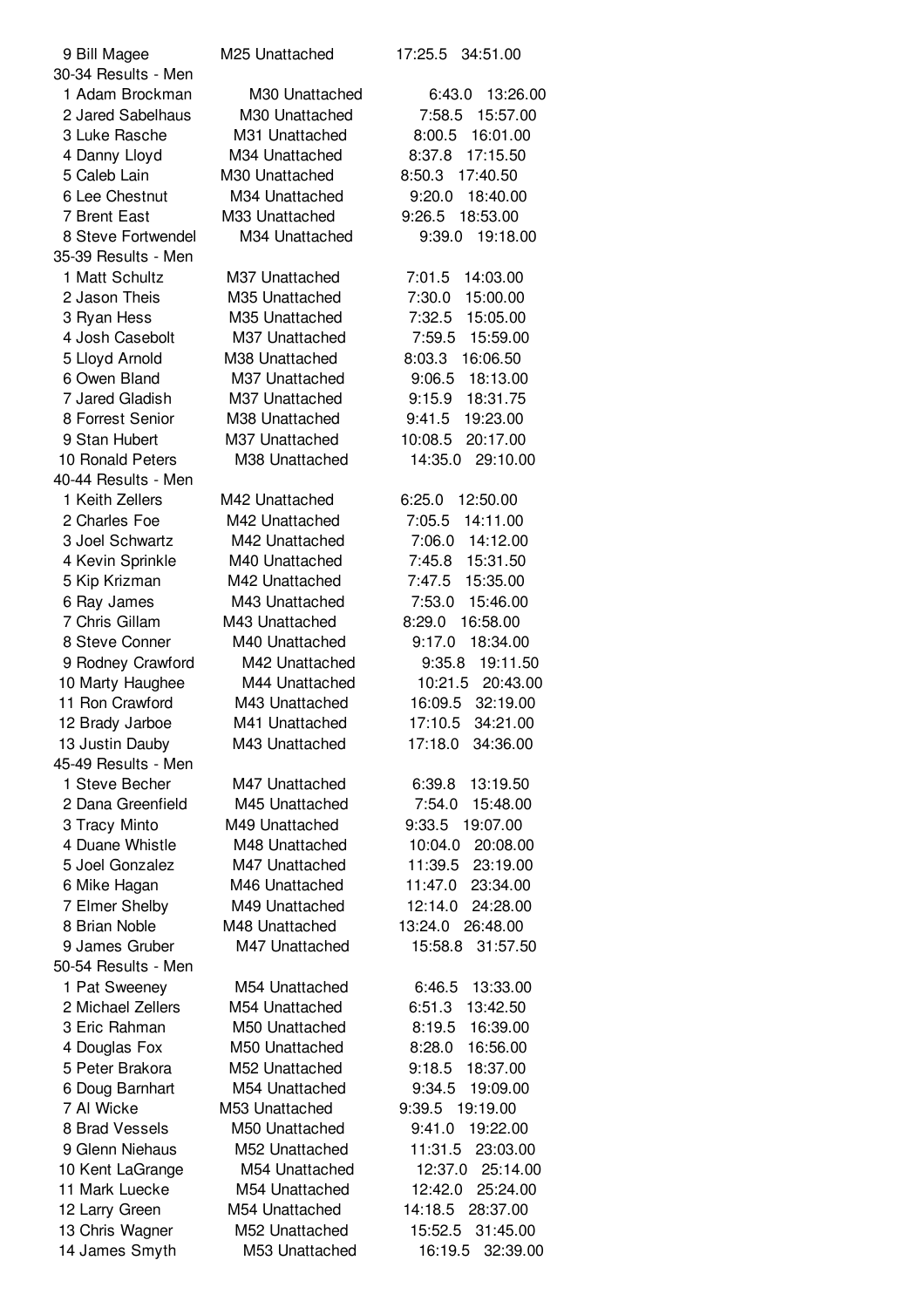| Place | Name | Division | Club | Pace | Time |
|---|---|---|---|---|---|
| 9 | Bill Magee | M25 | Unattached | 17:25.5 | 34:51.00 |

30-34 Results - Men

| Place | Name | Division | Club | Pace | Time |
|---|---|---|---|---|---|
| 1 | Adam Brockman | M30 | Unattached | 6:43.0 | 13:26.00 |
| 2 | Jared Sabelhaus | M30 | Unattached | 7:58.5 | 15:57.00 |
| 3 | Luke Rasche | M31 | Unattached | 8:00.5 | 16:01.00 |
| 4 | Danny Lloyd | M34 | Unattached | 8:37.8 | 17:15.50 |
| 5 | Caleb Lain | M30 | Unattached | 8:50.3 | 17:40.50 |
| 6 | Lee Chestnut | M34 | Unattached | 9:20.0 | 18:40.00 |
| 7 | Brent East | M33 | Unattached | 9:26.5 | 18:53.00 |
| 8 | Steve Fortwendel | M34 | Unattached | 9:39.0 | 19:18.00 |

35-39 Results - Men

| Place | Name | Division | Club | Pace | Time |
|---|---|---|---|---|---|
| 1 | Matt Schultz | M37 | Unattached | 7:01.5 | 14:03.00 |
| 2 | Jason Theis | M35 | Unattached | 7:30.0 | 15:00.00 |
| 3 | Ryan Hess | M35 | Unattached | 7:32.5 | 15:05.00 |
| 4 | Josh Casebolt | M37 | Unattached | 7:59.5 | 15:59.00 |
| 5 | Lloyd Arnold | M38 | Unattached | 8:03.3 | 16:06.50 |
| 6 | Owen Bland | M37 | Unattached | 9:06.5 | 18:13.00 |
| 7 | Jared Gladish | M37 | Unattached | 9:15.9 | 18:31.75 |
| 8 | Forrest Senior | M38 | Unattached | 9:41.5 | 19:23.00 |
| 9 | Stan Hubert | M37 | Unattached | 10:08.5 | 20:17.00 |
| 10 | Ronald Peters | M38 | Unattached | 14:35.0 | 29:10.00 |

40-44 Results - Men

| Place | Name | Division | Club | Pace | Time |
|---|---|---|---|---|---|
| 1 | Keith Zellers | M42 | Unattached | 6:25.0 | 12:50.00 |
| 2 | Charles Foe | M42 | Unattached | 7:05.5 | 14:11.00 |
| 3 | Joel Schwartz | M42 | Unattached | 7:06.0 | 14:12.00 |
| 4 | Kevin Sprinkle | M40 | Unattached | 7:45.8 | 15:31.50 |
| 5 | Kip Krizman | M42 | Unattached | 7:47.5 | 15:35.00 |
| 6 | Ray James | M43 | Unattached | 7:53.0 | 15:46.00 |
| 7 | Chris Gillam | M43 | Unattached | 8:29.0 | 16:58.00 |
| 8 | Steve Conner | M40 | Unattached | 9:17.0 | 18:34.00 |
| 9 | Rodney Crawford | M42 | Unattached | 9:35.8 | 19:11.50 |
| 10 | Marty Haughee | M44 | Unattached | 10:21.5 | 20:43.00 |
| 11 | Ron Crawford | M43 | Unattached | 16:09.5 | 32:19.00 |
| 12 | Brady Jarboe | M41 | Unattached | 17:10.5 | 34:21.00 |
| 13 | Justin Dauby | M43 | Unattached | 17:18.0 | 34:36.00 |

45-49 Results - Men

| Place | Name | Division | Club | Pace | Time |
|---|---|---|---|---|---|
| 1 | Steve Becher | M47 | Unattached | 6:39.8 | 13:19.50 |
| 2 | Dana Greenfield | M45 | Unattached | 7:54.0 | 15:48.00 |
| 3 | Tracy Minto | M49 | Unattached | 9:33.5 | 19:07.00 |
| 4 | Duane Whistle | M48 | Unattached | 10:04.0 | 20:08.00 |
| 5 | Joel Gonzalez | M47 | Unattached | 11:39.5 | 23:19.00 |
| 6 | Mike Hagan | M46 | Unattached | 11:47.0 | 23:34.00 |
| 7 | Elmer Shelby | M49 | Unattached | 12:14.0 | 24:28.00 |
| 8 | Brian Noble | M48 | Unattached | 13:24.0 | 26:48.00 |
| 9 | James Gruber | M47 | Unattached | 15:58.8 | 31:57.50 |

50-54 Results - Men

| Place | Name | Division | Club | Pace | Time |
|---|---|---|---|---|---|
| 1 | Pat Sweeney | M54 | Unattached | 6:46.5 | 13:33.00 |
| 2 | Michael Zellers | M54 | Unattached | 6:51.3 | 13:42.50 |
| 3 | Eric Rahman | M50 | Unattached | 8:19.5 | 16:39.00 |
| 4 | Douglas Fox | M50 | Unattached | 8:28.0 | 16:56.00 |
| 5 | Peter Brakora | M52 | Unattached | 9:18.5 | 18:37.00 |
| 6 | Doug Barnhart | M54 | Unattached | 9:34.5 | 19:09.00 |
| 7 | Al Wicke | M53 | Unattached | 9:39.5 | 19:19.00 |
| 8 | Brad Vessels | M50 | Unattached | 9:41.0 | 19:22.00 |
| 9 | Glenn Niehaus | M52 | Unattached | 11:31.5 | 23:03.00 |
| 10 | Kent LaGrange | M54 | Unattached | 12:37.0 | 25:14.00 |
| 11 | Mark Luecke | M54 | Unattached | 12:42.0 | 25:24.00 |
| 12 | Larry Green | M54 | Unattached | 14:18.5 | 28:37.00 |
| 13 | Chris Wagner | M52 | Unattached | 15:52.5 | 31:45.00 |
| 14 | James Smyth | M53 | Unattached | 16:19.5 | 32:39.00 |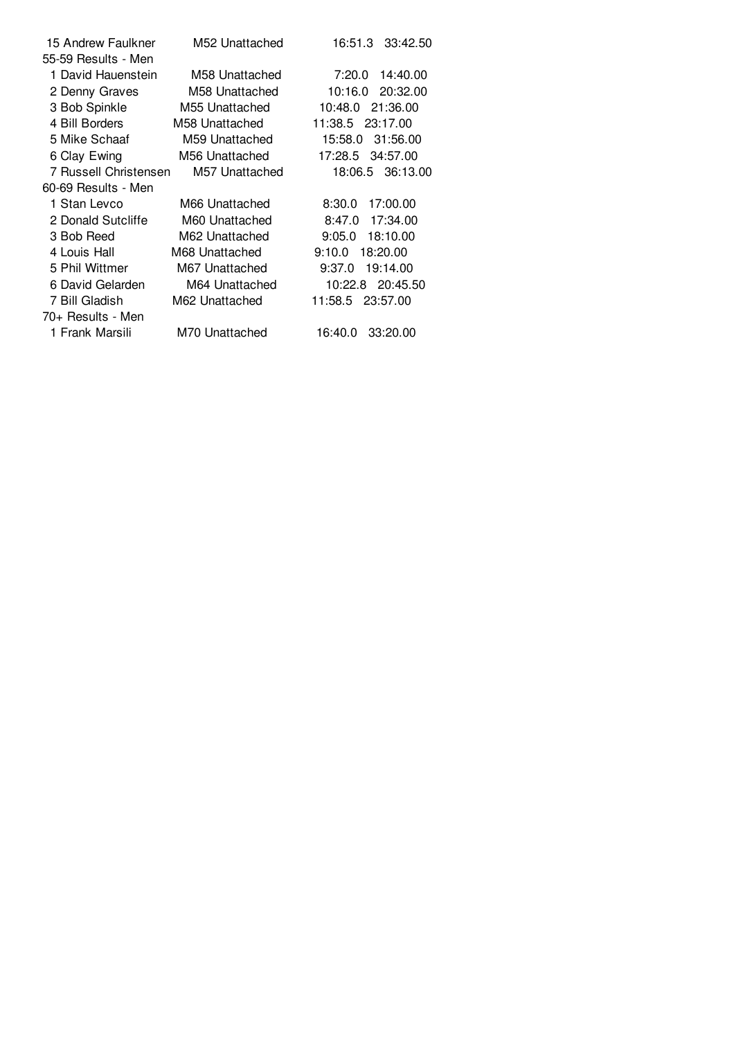15 Andrew Faulkner M52 Unattached 16:51.3 33:42.50

55-59 Results - Men

| | | | | |
|---|---|---|---|---|
| 1 | David Hauenstein | M58 Unattached | 7:20.0 | 14:40.00 |
| 2 | Denny Graves | M58 Unattached | 10:16.0 | 20:32.00 |
| 3 | Bob Spinkle | M55 Unattached | 10:48.0 | 21:36.00 |
| 4 | Bill Borders | M58 Unattached | 11:38.5 | 23:17.00 |
| 5 | Mike Schaaf | M59 Unattached | 15:58.0 | 31:56.00 |
| 6 | Clay Ewing | M56 Unattached | 17:28.5 | 34:57.00 |
| 7 | Russell Christensen | M57 Unattached | 18:06.5 | 36:13.00 |

60-69 Results - Men

| | | | | |
|---|---|---|---|---|
| 1 | Stan Levco | M66 Unattached | 8:30.0 | 17:00.00 |
| 2 | Donald Sutcliffe | M60 Unattached | 8:47.0 | 17:34.00 |
| 3 | Bob Reed | M62 Unattached | 9:05.0 | 18:10.00 |
| 4 | Louis Hall | M68 Unattached | 9:10.0 | 18:20.00 |
| 5 | Phil Wittmer | M67 Unattached | 9:37.0 | 19:14.00 |
| 6 | David Gelarden | M64 Unattached | 10:22.8 | 20:45.50 |
| 7 | Bill Gladish | M62 Unattached | 11:58.5 | 23:57.00 |

70+ Results - Men

| | | | | |
|---|---|---|---|---|
| 1 | Frank Marsili | M70 Unattached | 16:40.0 | 33:20.00 |